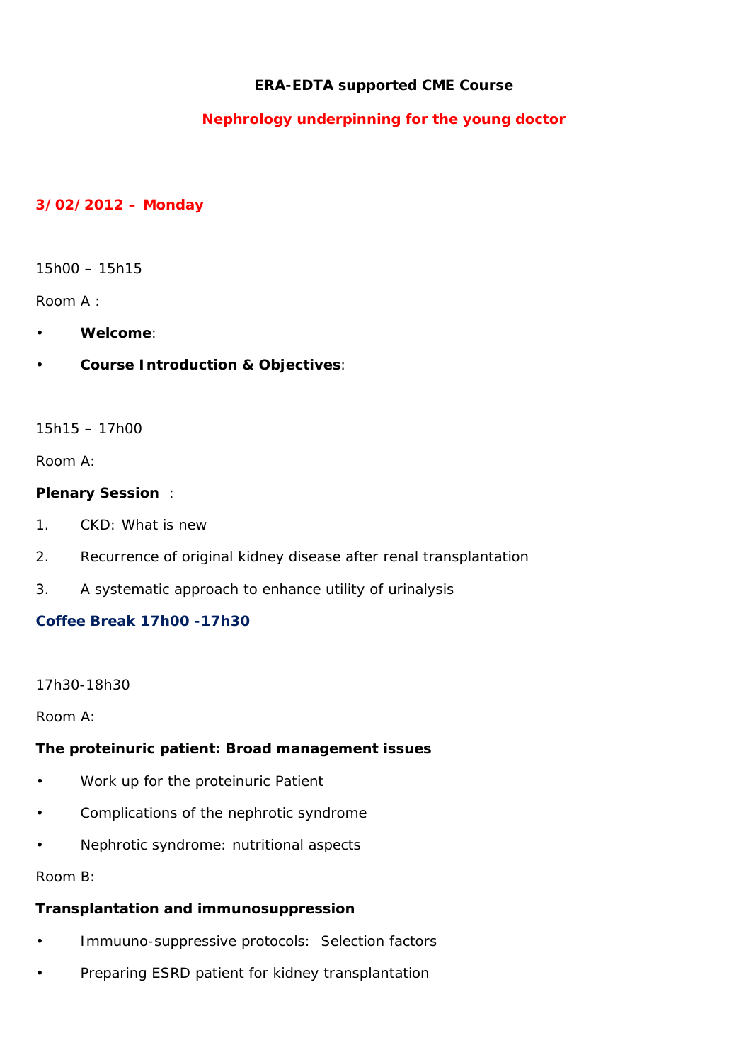**ERA-EDTA supported CME Course**

**Nephrology underpinning for the young doctor**

**3/02/2012 – Monday**

15h00 – 15h15

Room A :

- **Welcome**:
- **Course Introduction & Objectives**:

15h15 – 17h00

Room A:

**Plenary Session** :

1. CKD: What is new
2. Recurrence of original kidney disease after renal transplantation
3. A systematic approach to enhance utility of urinalysis

**Coffee Break 17h00 -17h30**

17h30-18h30

Room A:

**The proteinuric patient: Broad management issues**

- Work up for the proteinuric Patient
- Complications of the nephrotic syndrome
- Nephrotic syndrome: nutritional aspects

Room B:

**Transplantation and immunosuppression**

- Immuuno-suppressive protocols: Selection factors
- Preparing ESRD patient for kidney transplantation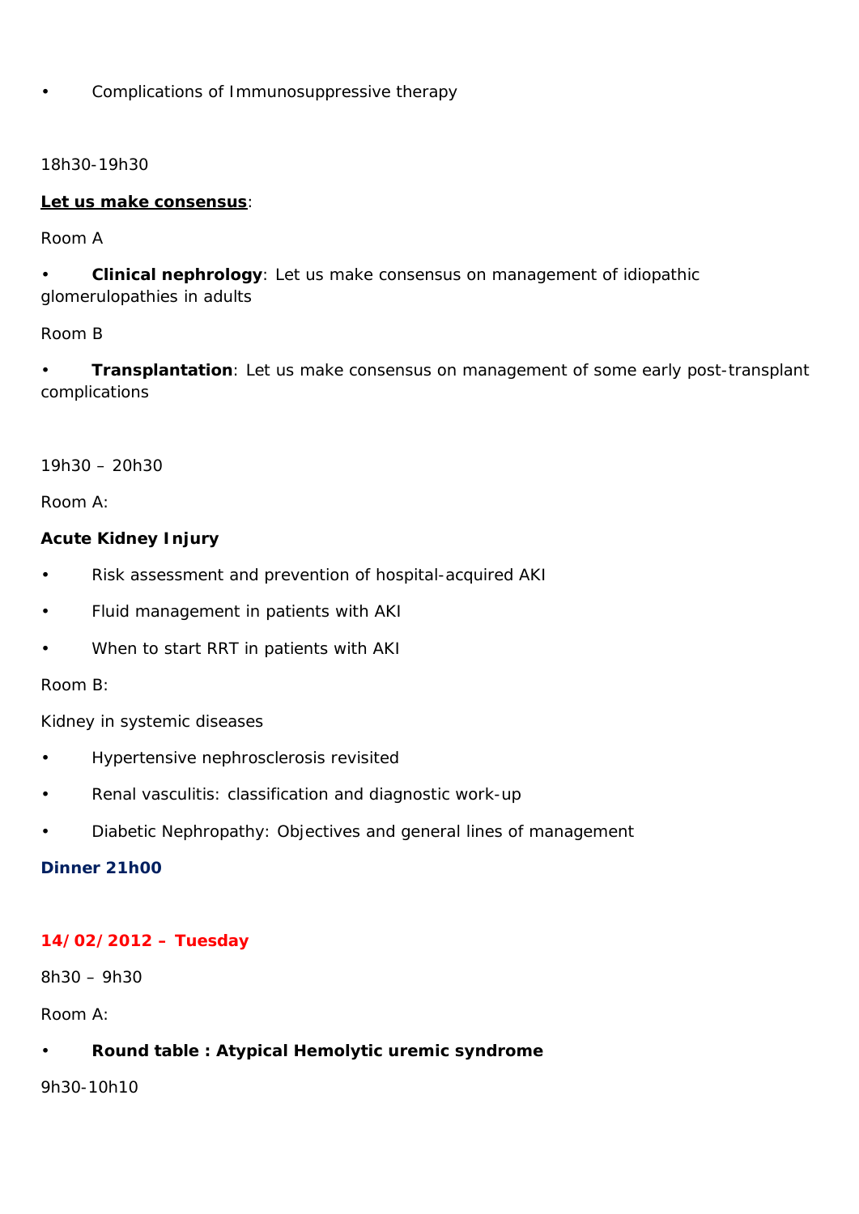- Complications of Immunosuppressive therapy

18h30-19h30

**Let us make consensus**:

Room A

- **Clinical nephrology**: Let us make consensus on management of idiopathic glomerulopathies in adults

Room B

- **Transplantation**: Let us make consensus on management of some early post-transplant complications

19h30 – 20h30

Room A:

**Acute Kidney Injury**

- Risk assessment and prevention of hospital-acquired AKI
- Fluid management in patients with AKI
- When to start RRT in patients with AKI

Room B:

Kidney in systemic diseases

- Hypertensive nephrosclerosis revisited
- Renal vasculitis: classification and diagnostic work-up
- Diabetic Nephropathy: Objectives and general lines of management

**Dinner 21h00**

**14/02/2012 – Tuesday**

8h30 – 9h30

Room A:

- **Round table : Atypical Hemolytic uremic syndrome**

9h30-10h10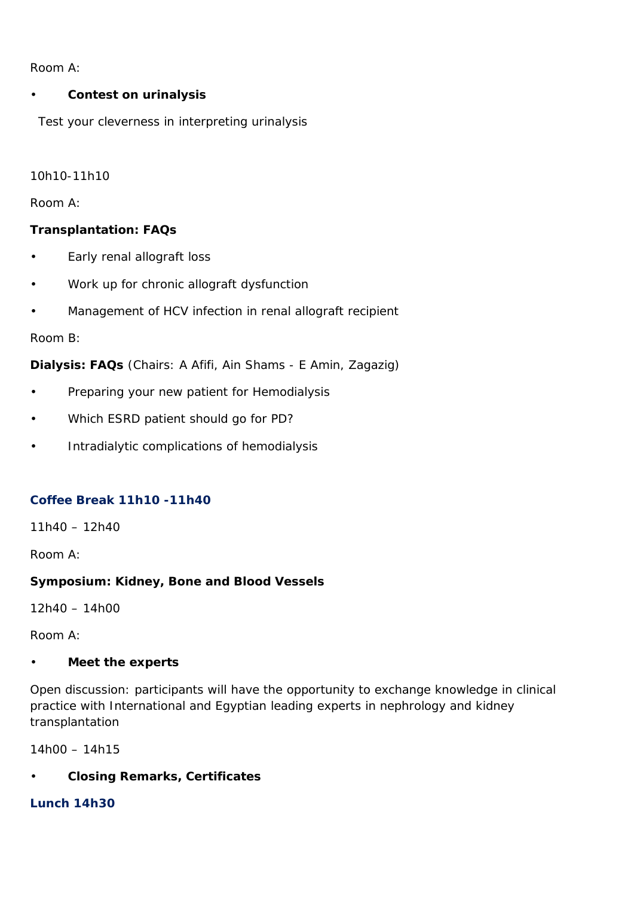Room A:

- **Contest on urinalysis**

Test your cleverness in interpreting urinalysis

10h10-11h10

Room A:

**Transplantation: FAQs**

- Early renal allograft loss
- Work up for chronic allograft dysfunction
- Management of HCV infection in renal allograft recipient

Room B:

**Dialysis: FAQs** (Chairs: A Afifi, Ain Shams - E Amin, Zagazig)

- Preparing your new patient for Hemodialysis
- Which ESRD patient should go for PD?
- Intradialytic complications of hemodialysis

**Coffee Break 11h10 -11h40**

11h40 – 12h40

Room A:

**Symposium: Kidney, Bone and Blood Vessels**

12h40 – 14h00

Room A:

- **Meet the experts**

Open discussion: participants will have the opportunity to exchange knowledge in clinical practice with International and Egyptian leading experts in nephrology and kidney transplantation

14h00 – 14h15

- **Closing Remarks, Certificates**

**Lunch 14h30**